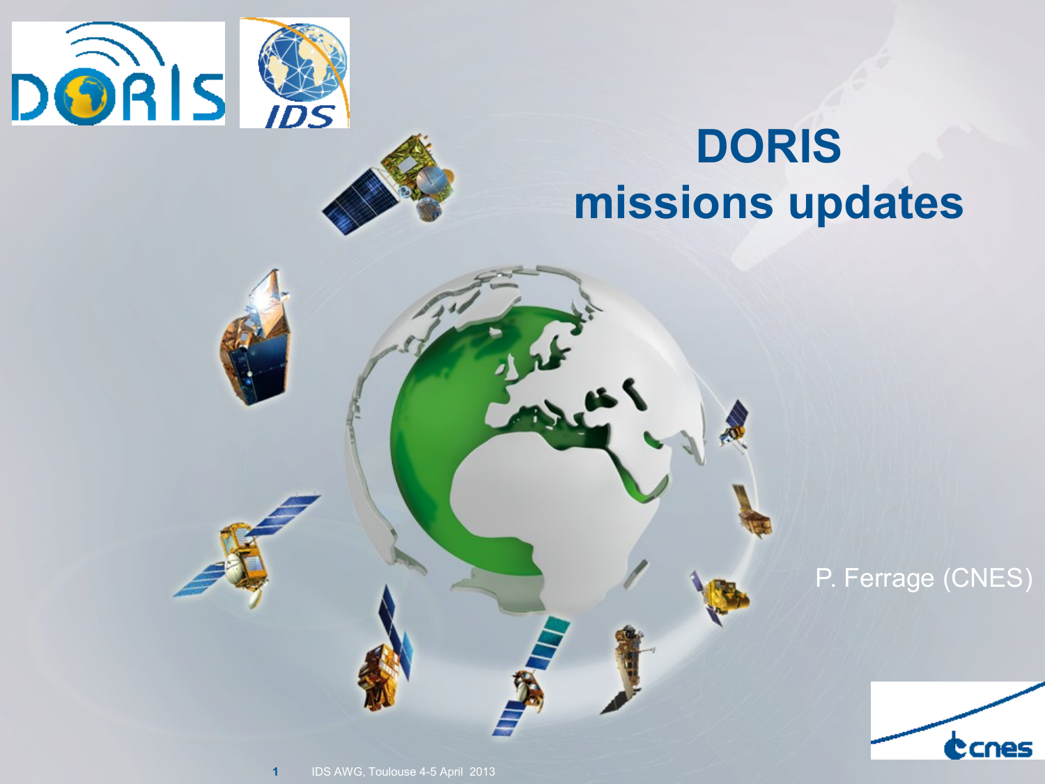# DORIS missions updates

P. Ferrage (CNES)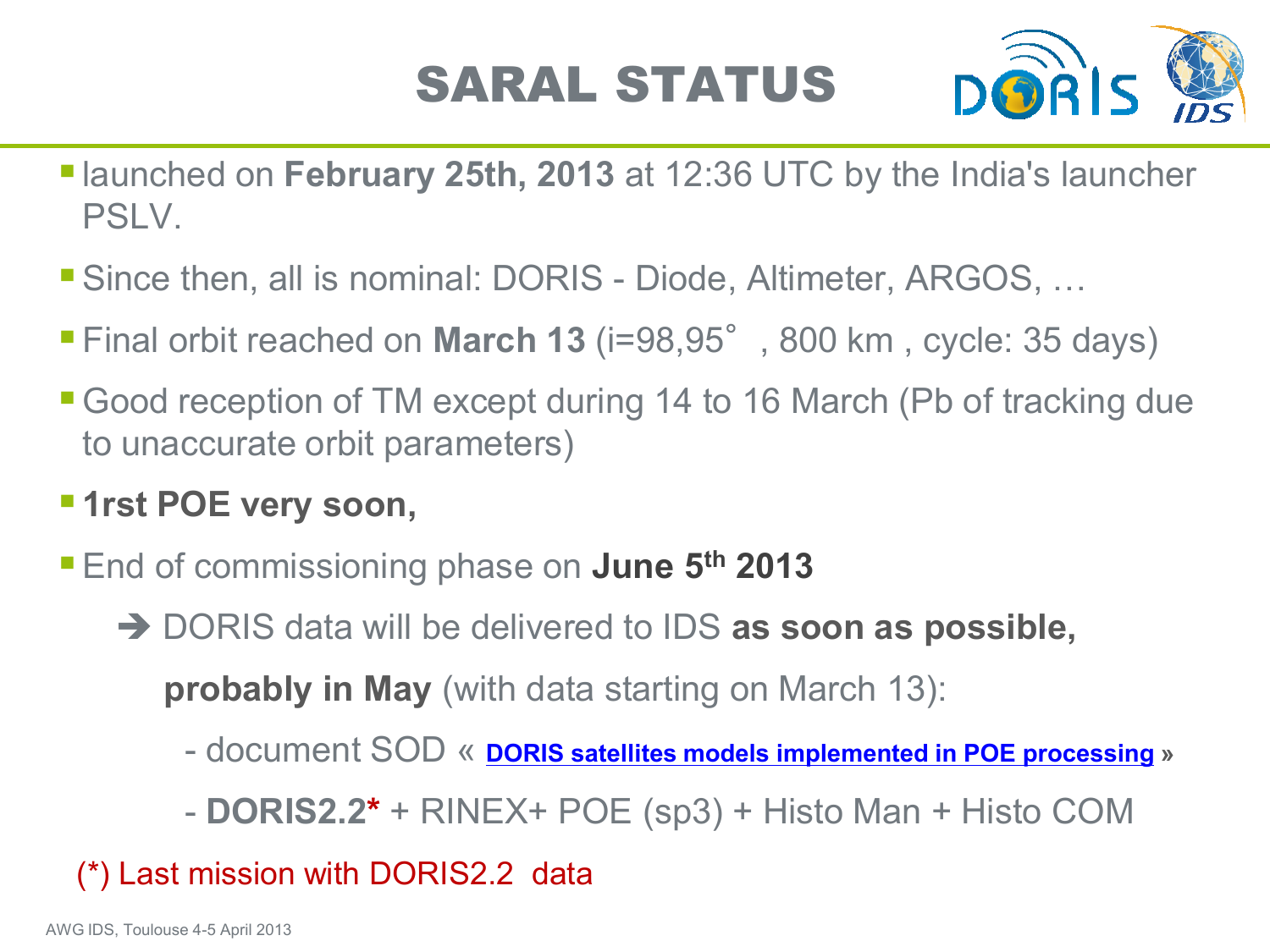# SARAL STATUS

- launched on **February 25th, 2013** at 12:36 UTC by the India's launcher PSLV.
- Since then, all is nominal: DORIS - Diode, Altimeter, ARGOS, …
- Final orbit reached on **March 13** (i=98,95° , 800 km , cycle: 35 days)
- Good reception of TM except during 14 to 16 March (Pb of tracking due to unaccurate orbit parameters)
- **1rst POE very soon,**
- End of commissioning phase on **June 5th 2013**

  ➔ DORIS data will be delivered to IDS **as soon as possible, probably in May** (with data starting on March 13):

  - document SOD « **DORIS satellites models implemented in POE processing** »
  - **DORIS2.2*** + RINEX+ POE (sp3) + Histo Man + Histo COM

(*) Last mission with DORIS2.2 data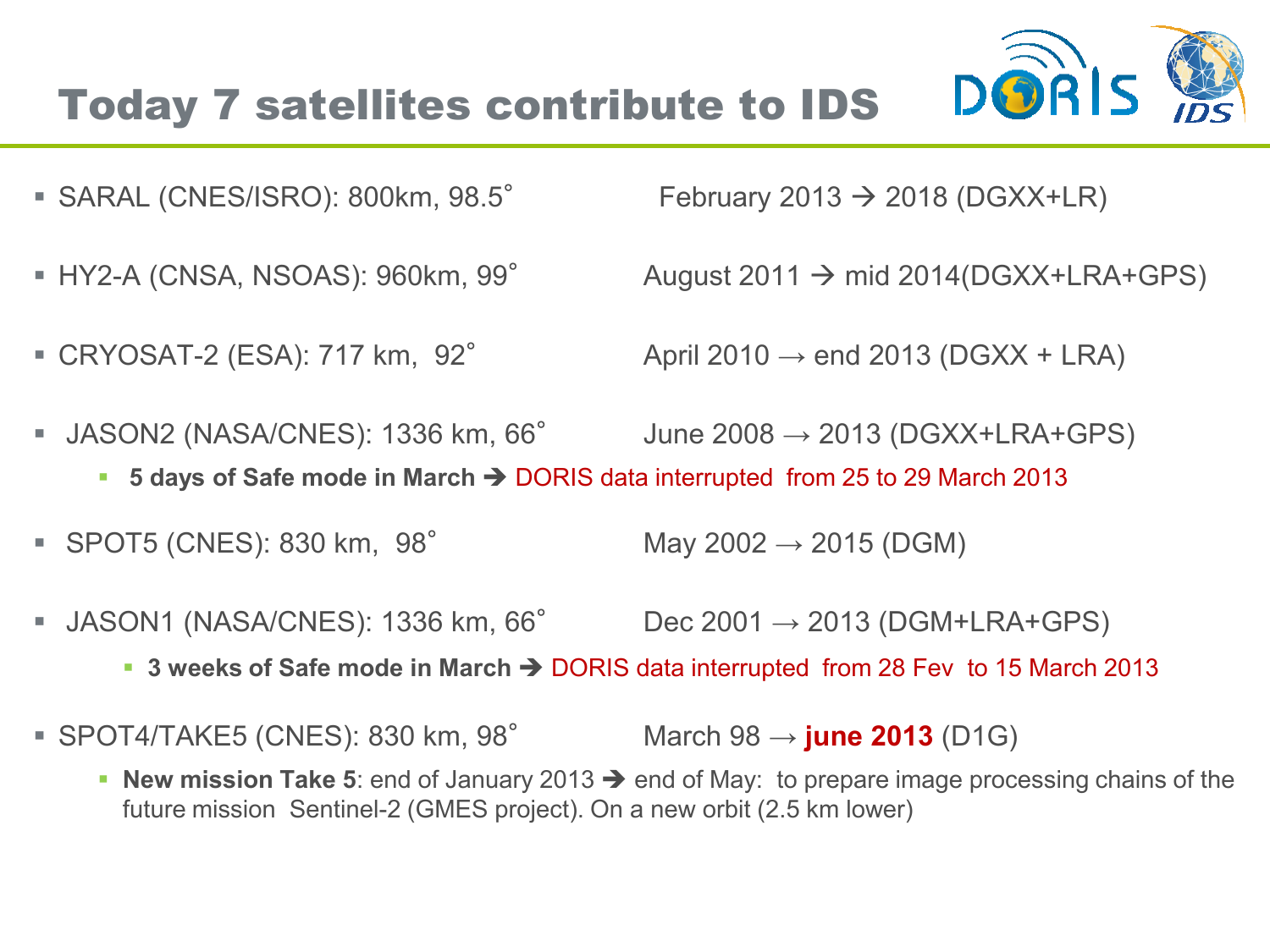# Today 7 satellites contribute to IDS

- SARAL (CNES/ISRO): 800km, 98.5˚ — February 2013 → 2018 (DGXX+LR)
- HY2-A (CNSA, NSOAS): 960km, 99˚ — August 2011 → mid 2014(DGXX+LRA+GPS)
- CRYOSAT-2 (ESA): 717 km, 92˚ — April 2010 → end 2013 (DGXX + LRA)
- JASON2 (NASA/CNES): 1336 km, 66˚ — June 2008 → 2013 (DGXX+LRA+GPS)
  - **5 days of Safe mode in March** → DORIS data interrupted from 25 to 29 March 2013
- SPOT5 (CNES): 830 km, 98˚ — May 2002 → 2015 (DGM)
- JASON1 (NASA/CNES): 1336 km, 66˚ — Dec 2001 → 2013 (DGM+LRA+GPS)
  - **3 weeks of Safe mode in March** → DORIS data interrupted from 28 Fev to 15 March 2013
- SPOT4/TAKE5 (CNES): 830 km, 98˚ — March 98 → **june 2013** (D1G)
  - **New mission Take 5**: end of January 2013 → end of May: to prepare image processing chains of the future mission Sentinel-2 (GMES project). On a new orbit (2.5 km lower)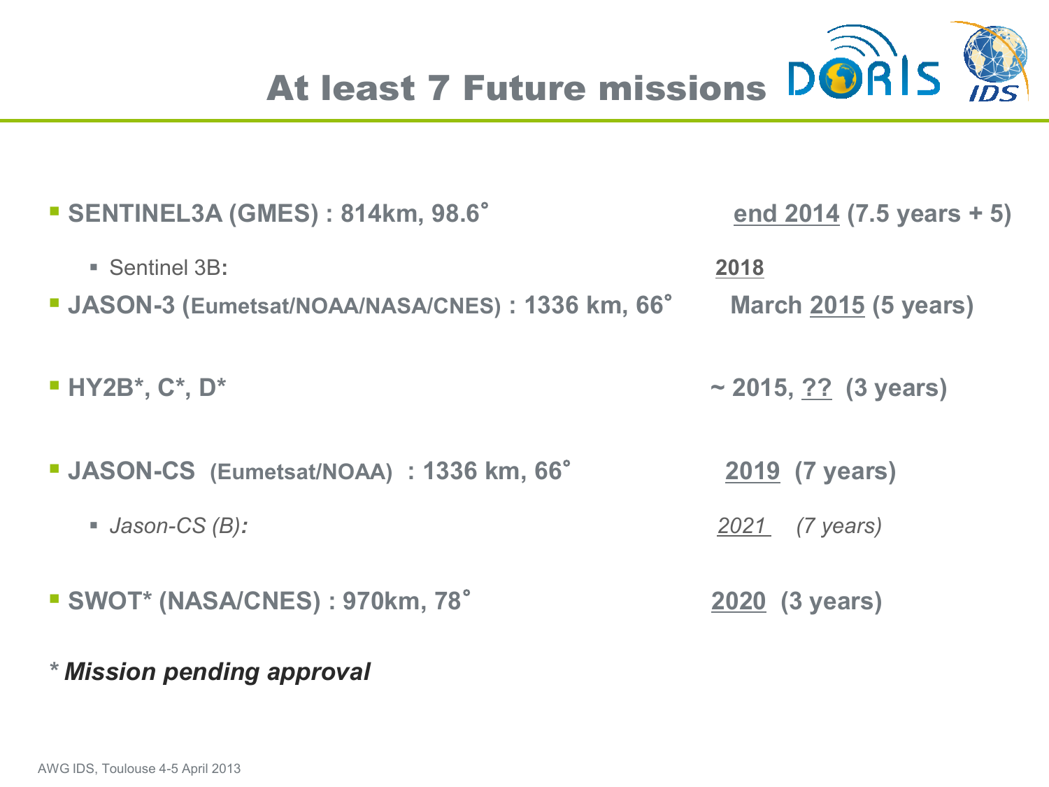# At least 7 Future missions

- **SENTINEL3A (GMES) : 814km, 98.6˚** — **end 2014 (7.5 years + 5)**
  - Sentinel 3B**:** — **2018**
- **JASON-3 (Eumetsat/NOAA/NASA/CNES) : 1336 km, 66˚** — **March 2015 (5 years)**
- **HY2B*, C*, D*** — **~ 2015, ?? (3 years)**
- **JASON-CS (Eumetsat/NOAA) : 1336 km, 66˚** — **2019 (7 years)**
  - *Jason-CS (B):* — *2021 (7 years)*
- **SWOT* (NASA/CNES) : 970km, 78˚** — **2020 (3 years)**

*\* **Mission pending approval***

AWG IDS, Toulouse 4-5 April 2013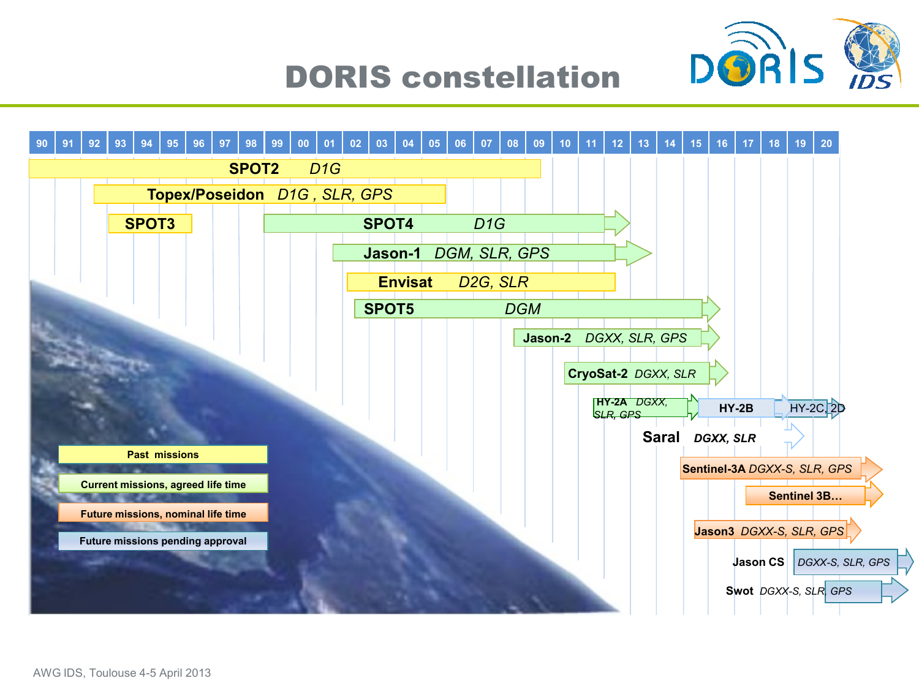# DORIS constellation

90 91 92 93 94 95 96 97 98 99 00 01 02 03 04 05 06 07 08 09 10 11 12 13 14 15 16 17 18 19 20

**SPOT2** *D1G*

**Topex/Poseidon** *D1G , SLR, GPS*

**SPOT3**

**SPOT4** *D1G*

**Jason-1** *DGM, SLR, GPS*

**Envisat** *D2G, SLR*

**SPOT5** *DGM*

**Jason-2** *DGXX, SLR, GPS*

**CryoSat-2** *DGXX, SLR*

**HY-2A** *DGXX, SLR, GPS*

**HY-2B**

HY-2C, 2D

**Saral** ***DGXX, SLR***

**Sentinel-3A** *DGXX-S, SLR, GPS*

**Sentinel 3B…**

**Jason3** *DGXX-S, SLR, GPS*

**Jason CS** *DGXX-S, SLR, GPS*

**Swot** *DGXX-S, SLR, GPS*

**Past missions**

**Current missions, agreed life time**

**Future missions, nominal life time**

**Future missions pending approval**

AWG IDS, Toulouse 4-5 April 2013